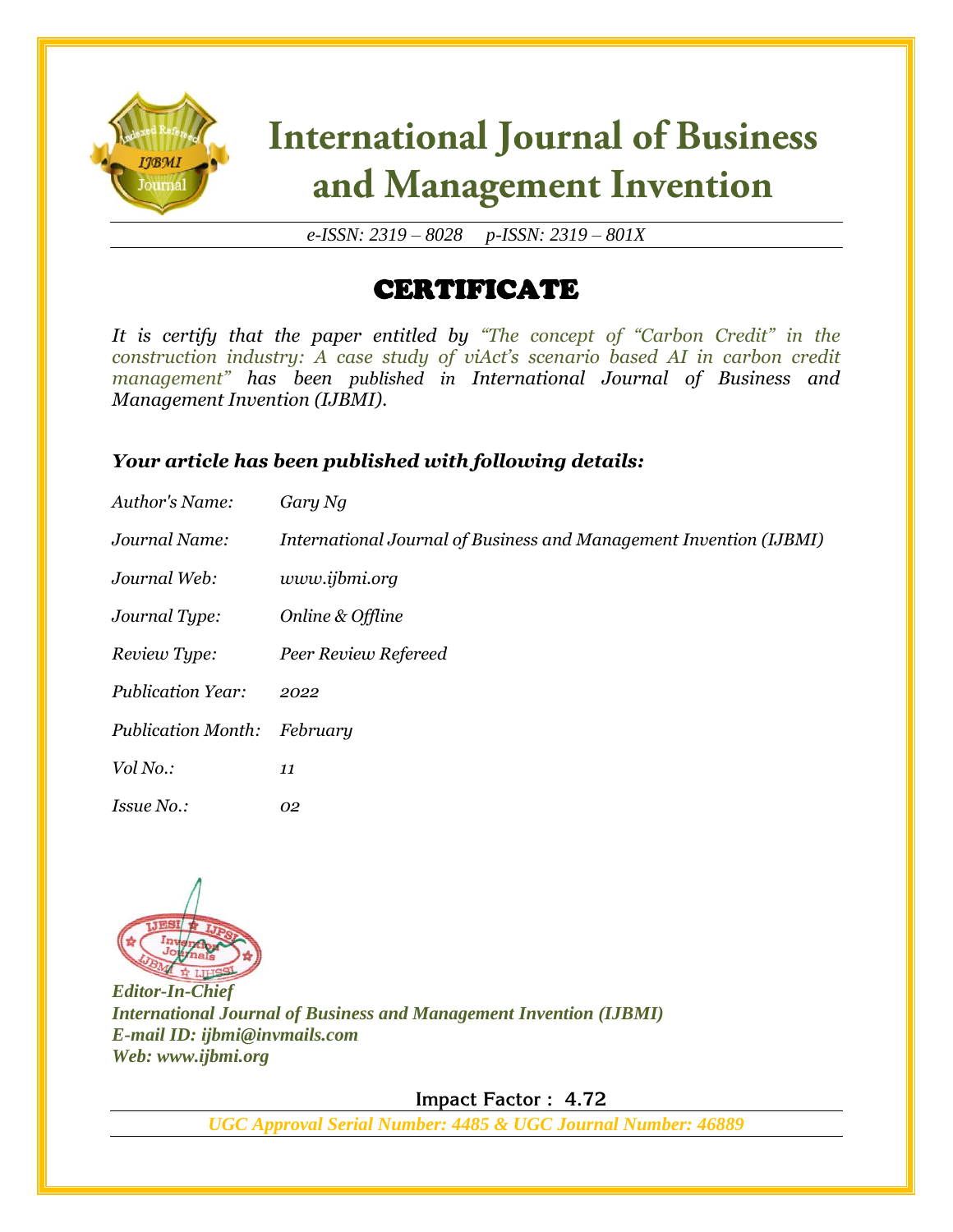# International Journal of Business and Management Invention

*e-ISSN: 2319 – 8028 p-ISSN: 2319 – 801X*

## CERTIFICATE

*It is certify that the paper entitled by "The concept of "Carbon Credit" in the construction industry: A case study of viAct's scenario based AI in carbon credit management" has been published in International Journal of Business and Management Invention (IJBMI).*

***Your article has been published with following details:***

| | |
|---|---|
| *Author's Name:* | *Gary Ng* |
| *Journal Name:* | *International Journal of Business and Management Invention (IJBMI)* |
| *Journal Web:* | *www.ijbmi.org* |
| *Journal Type:* | *Online & Offline* |
| *Review Type:* | *Peer Review Refereed* |
| *Publication Year:* | *2022* |
| *Publication Month:* | *February* |
| *Vol No.:* | *11* |
| *Issue No.:* | *02* |

***Editor-In-Chief***
***International Journal of Business and Management Invention (IJBMI)***
***E-mail ID: ijbmi@invmails.com***
***Web: www.ijbmi.org***

**Impact Factor : 4.72**

***UGC Approval Serial Number: 4485 & UGC Journal Number: 46889***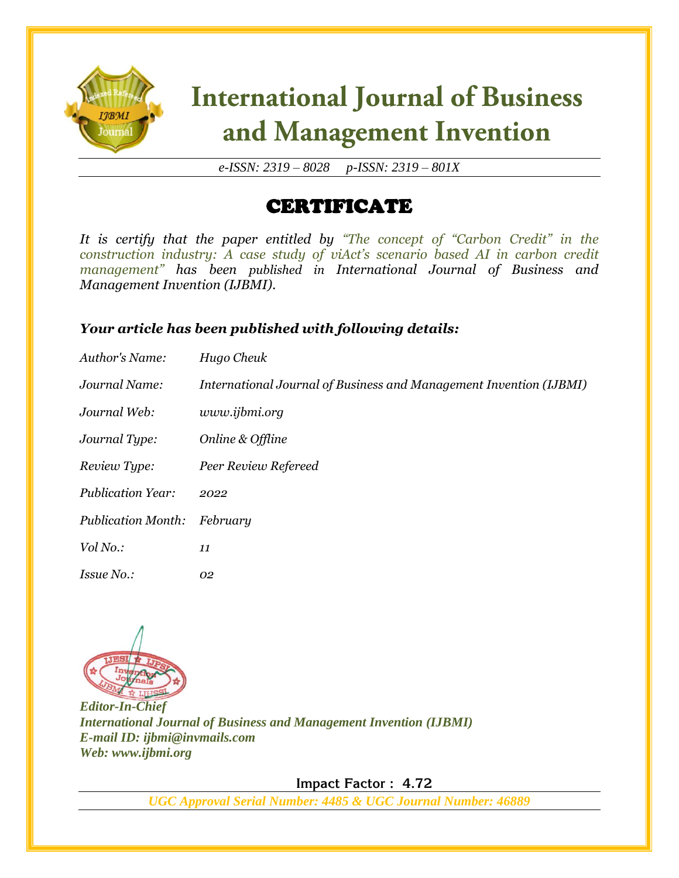# International Journal of Business and Management Invention

*e-ISSN: 2319 – 8028     p-ISSN: 2319 – 801X*

## CERTIFICATE

*It is certify that the paper entitled by "The concept of "Carbon Credit" in the construction industry: A case study of viAct's scenario based AI in carbon credit management" has been published in International Journal of Business and Management Invention (IJBMI).*

### *Your article has been published with following details:*

| | |
|---|---|
| *Author's Name:* | *Hugo Cheuk* |
| *Journal Name:* | *International Journal of Business and Management Invention (IJBMI)* |
| *Journal Web:* | *www.ijbmi.org* |
| *Journal Type:* | *Online & Offline* |
| *Review Type:* | *Peer Review Refereed* |
| *Publication Year:* | *2022* |
| *Publication Month:* | *February* |
| *Vol No.:* | *11* |
| *Issue No.:* | *02* |

***Editor-In-Chief***
***International Journal of Business and Management Invention (IJBMI)***
***E-mail ID: ijbmi@invmails.com***
***Web: www.ijbmi.org***

**Impact Factor : 4.72**

*UGC Approval Serial Number: 4485 & UGC Journal Number: 46889*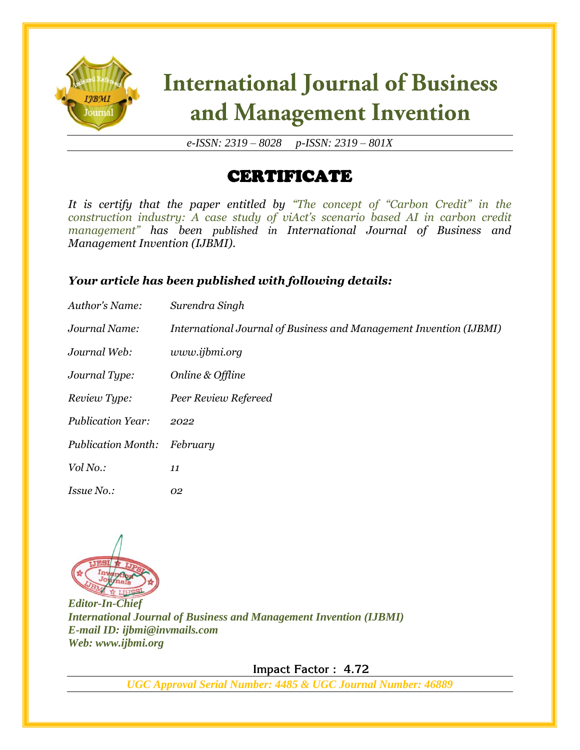# International Journal of Business and Management Invention

*e-ISSN: 2319 – 8028 p-ISSN: 2319 – 801X*

## CERTIFICATE

*It is certify that the paper entitled by "The concept of "Carbon Credit" in the construction industry: A case study of viAct's scenario based AI in carbon credit management" has been published in International Journal of Business and Management Invention (IJBMI).*

### *Your article has been published with following details:*

| | |
|---|---|
| *Author's Name:* | *Surendra Singh* |
| *Journal Name:* | *International Journal of Business and Management Invention (IJBMI)* |
| *Journal Web:* | *www.ijbmi.org* |
| *Journal Type:* | *Online & Offline* |
| *Review Type:* | *Peer Review Refereed* |
| *Publication Year:* | *2022* |
| *Publication Month:* | *February* |
| *Vol No.:* | *11* |
| *Issue No.:* | *02* |

***Editor-In-Chief***
***International Journal of Business and Management Invention (IJBMI)***
***E-mail ID: ijbmi@invmails.com***
***Web: www.ijbmi.org***

**Impact Factor : 4.72**

*UGC Approval Serial Number: 4485 & UGC Journal Number: 46889*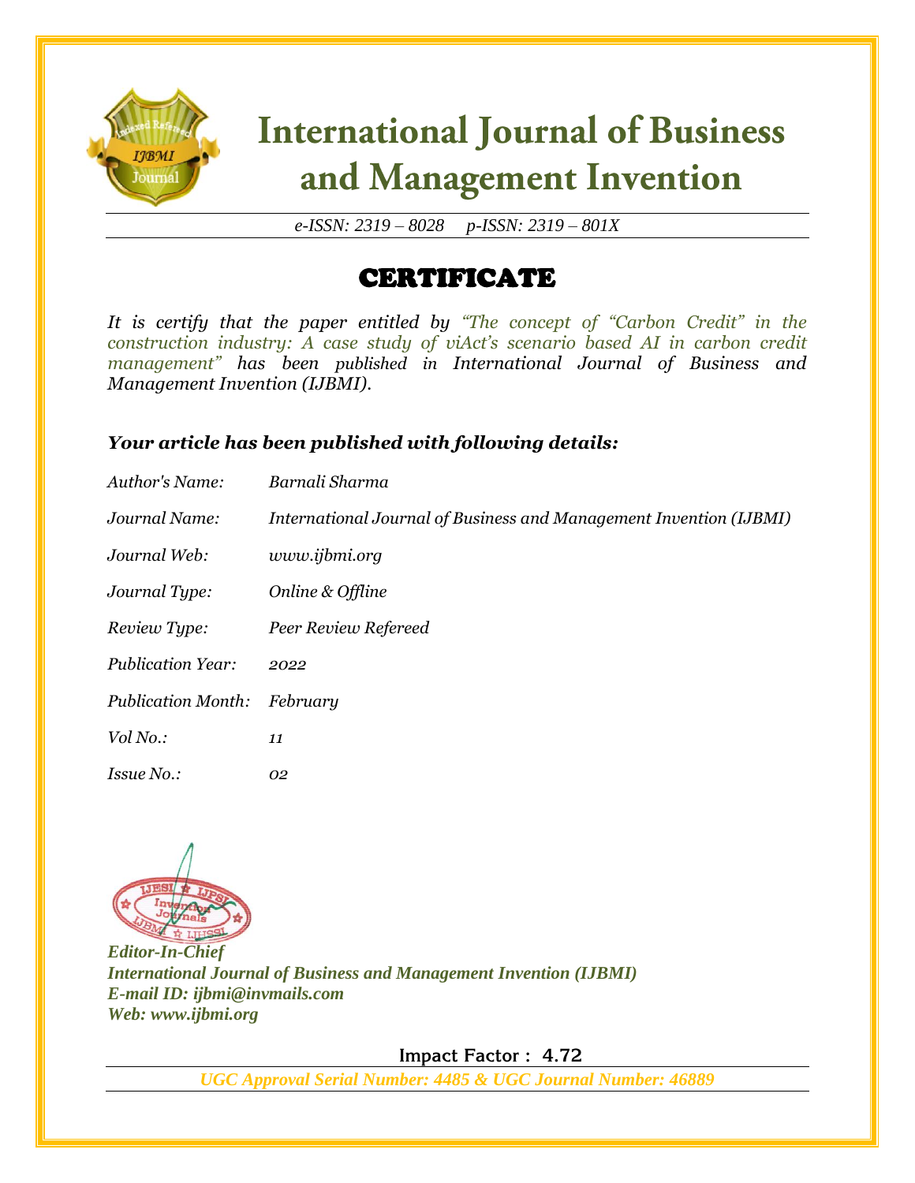# International Journal of Business and Management Invention

*e-ISSN: 2319 – 8028     p-ISSN: 2319 – 801X*

## CERTIFICATE

*It is certify that the paper entitled by "The concept of "Carbon Credit" in the construction industry: A case study of viAct's scenario based AI in carbon credit management" has been published in International Journal of Business and Management Invention (IJBMI).*

***Your article has been published with following details:***

| | |
|---|---|
| *Author's Name:* | *Barnali Sharma* |
| *Journal Name:* | *International Journal of Business and Management Invention (IJBMI)* |
| *Journal Web:* | *www.ijbmi.org* |
| *Journal Type:* | *Online & Offline* |
| *Review Type:* | *Peer Review Refereed* |
| *Publication Year:* | *2022* |
| *Publication Month:* | *February* |
| *Vol No.:* | *11* |
| *Issue No.:* | *02* |

***Editor-In-Chief***
***International Journal of Business and Management Invention (IJBMI)***
***E-mail ID: ijbmi@invmails.com***
***Web: www.ijbmi.org***

**Impact Factor : 4.72**

***UGC Approval Serial Number: 4485 & UGC Journal Number: 46889***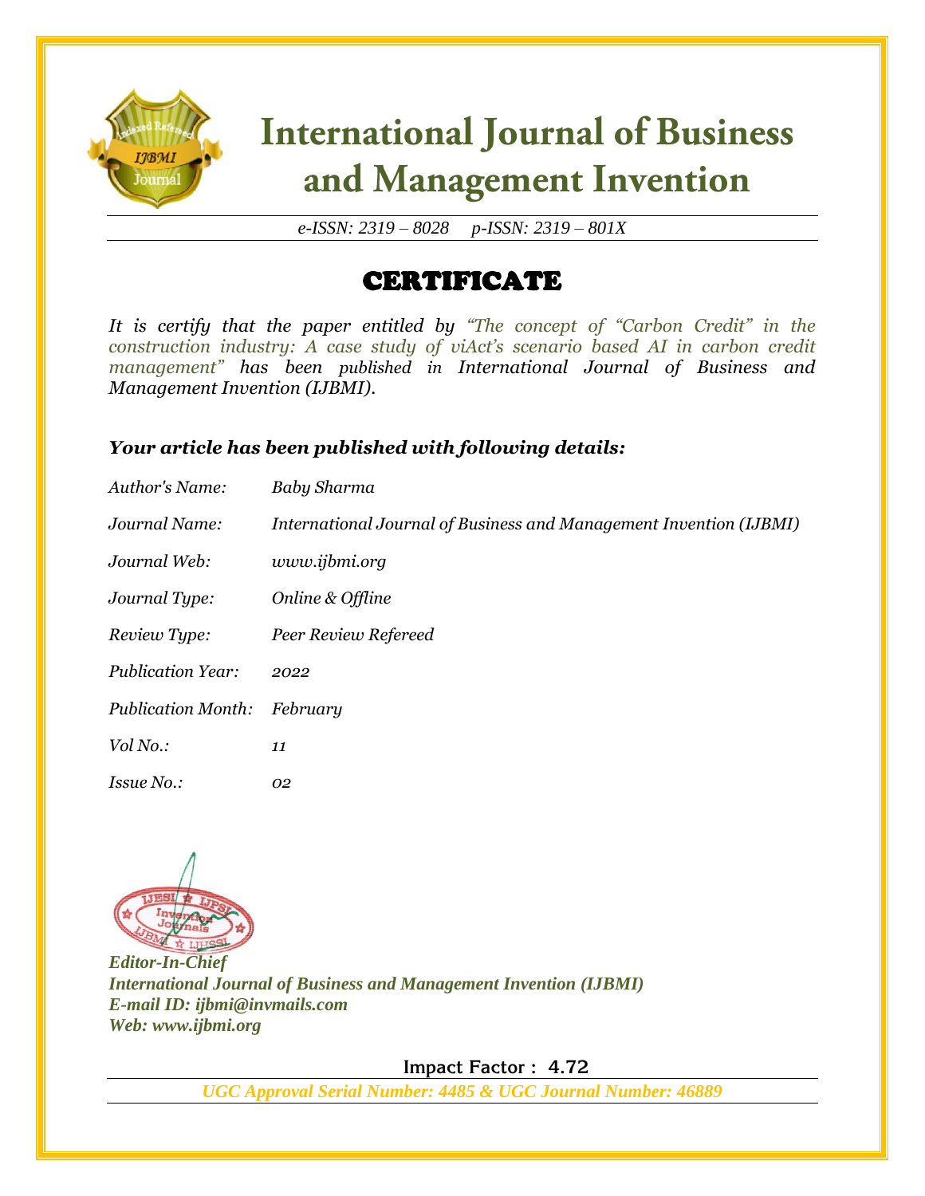# International Journal of Business and Management Invention

*e-ISSN: 2319 – 8028 p-ISSN: 2319 – 801X*

## CERTIFICATE

*It is certify that the paper entitled by "The concept of "Carbon Credit" in the construction industry: A case study of viAct's scenario based AI in carbon credit management" has been published in International Journal of Business and Management Invention (IJBMI).*

### *Your article has been published with following details:*

| | |
|---|---|
| *Author's Name:* | *Baby Sharma* |
| *Journal Name:* | *International Journal of Business and Management Invention (IJBMI)* |
| *Journal Web:* | *www.ijbmi.org* |
| *Journal Type:* | *Online & Offline* |
| *Review Type:* | *Peer Review Refereed* |
| *Publication Year:* | *2022* |
| *Publication Month:* | *February* |
| *Vol No.:* | *11* |
| *Issue No.:* | *02* |

***Editor-In-Chief***
***International Journal of Business and Management Invention (IJBMI)***
***E-mail ID: ijbmi@invmails.com***
***Web: www.ijbmi.org***

**Impact Factor : 4.72**

***UGC Approval Serial Number: 4485 & UGC Journal Number: 46889***